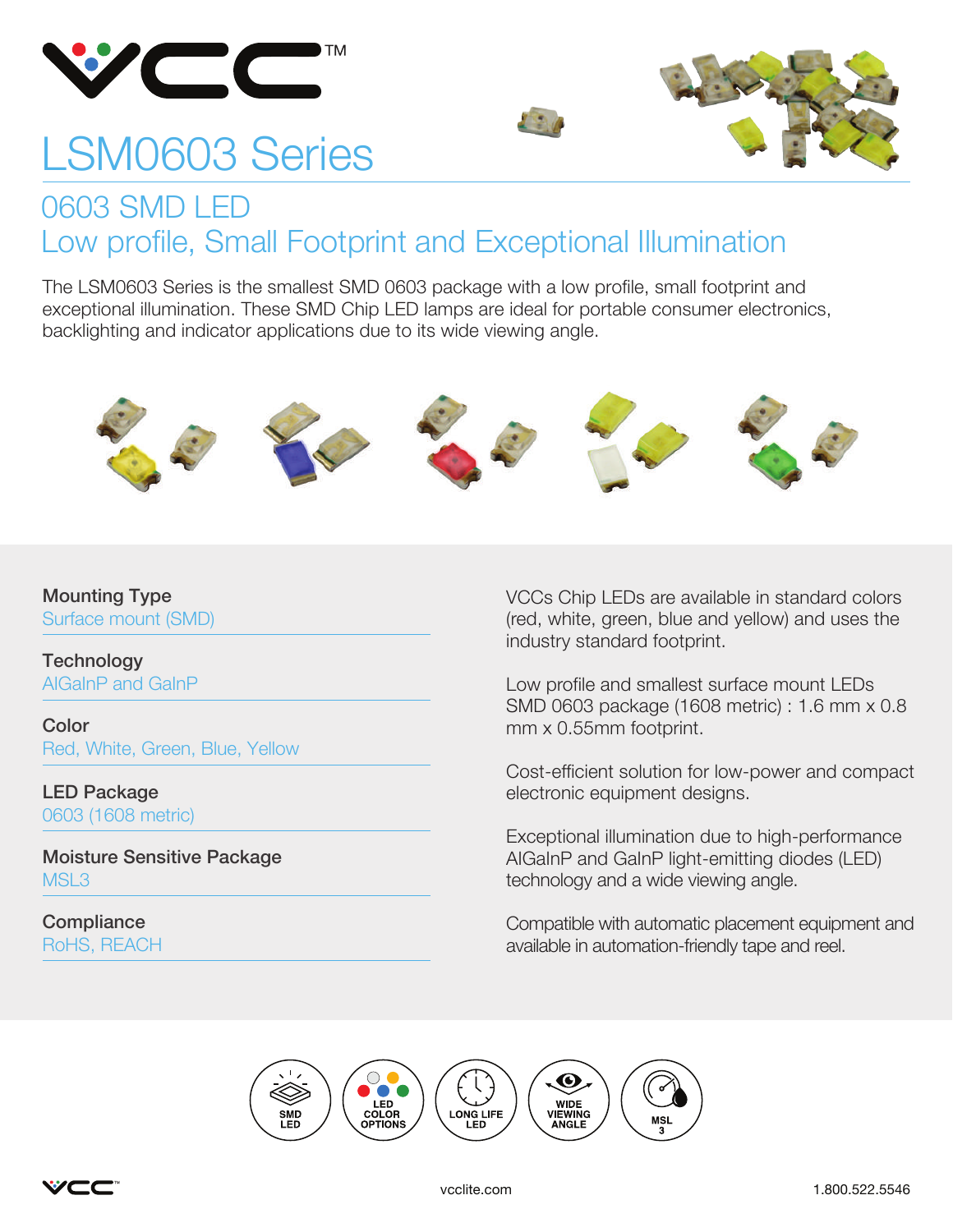# LSM0603 Series

## 0603 SMD LED
## Low profile, Small Footprint and Exceptional Illumination

The LSM0603 Series is the smallest SMD 0603 package with a low profile, small footprint and exceptional illumination. These SMD Chip LED lamps are ideal for portable consumer electronics, backlighting and indicator applications due to its wide viewing angle.

**Mounting Type**
Surface mount (SMD)

**Technology**
AlGaInP and GaInP

**Color**
Red, White, Green, Blue, Yellow

**LED Package**
0603 (1608 metric)

**Moisture Sensitive Package**
MSL3

**Compliance**
RoHS, REACH

VCCs Chip LEDs are available in standard colors (red, white, green, blue and yellow) and uses the industry standard footprint.

Low profile and smallest surface mount LEDs SMD 0603 package (1608 metric) : 1.6 mm x 0.8 mm x 0.55mm footprint.

Cost-efficient solution for low-power and compact electronic equipment designs.

Exceptional illumination due to high-performance AlGaInP and GaInP light-emitting diodes (LED) technology and a wide viewing angle.

Compatible with automatic placement equipment and available in automation-friendly tape and reel.

SMD LED | LED COLOR OPTIONS | LONG LIFE LED | WIDE VIEWING ANGLE | MSL 3

vcclite.com    1.800.522.5546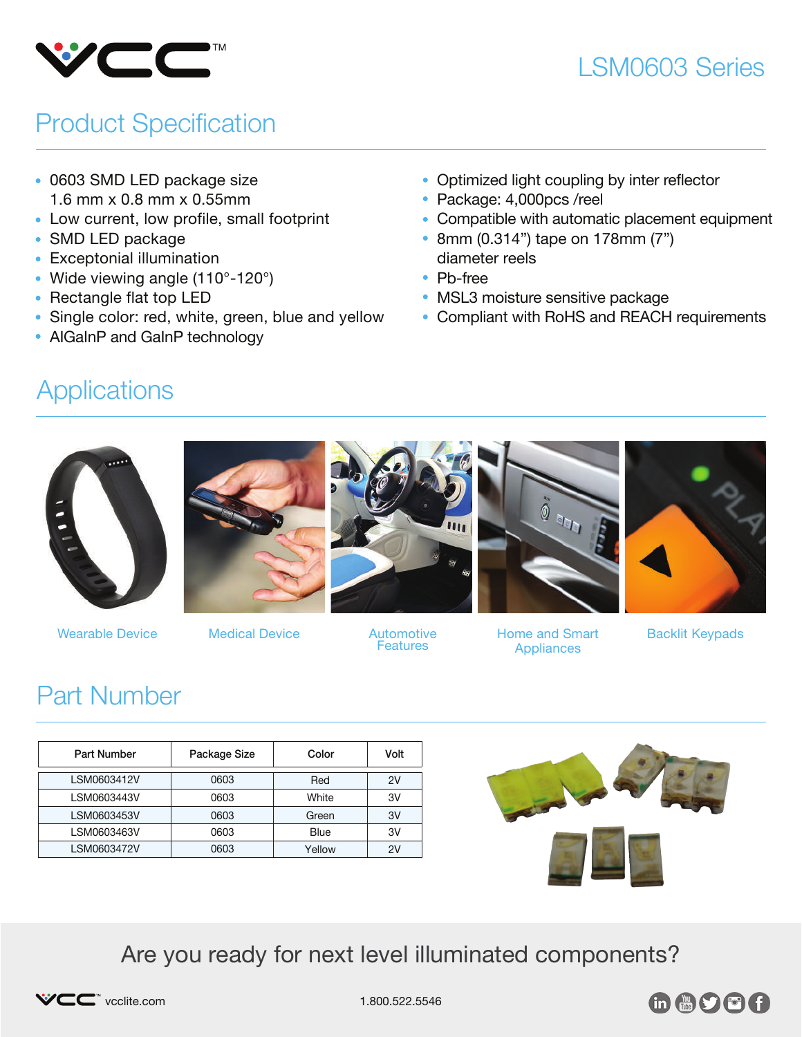# LSM0603 Series

## Product Specification

- 0603 SMD LED package size 1.6 mm x 0.8 mm x 0.55mm
- Low current, low profile, small footprint
- SMD LED package
- Exceptonial illumination
- Wide viewing angle (110°-120°)
- Rectangle flat top LED
- Single color: red, white, green, blue and yellow
- AlGaInP and GaInP technology
- Optimized light coupling by inter reflector
- Package: 4,000pcs /reel
- Compatible with automatic placement equipment
- 8mm (0.314") tape on 178mm (7") diameter reels
- Pb-free
- MSL3 moisture sensitive package
- Compliant with RoHS and REACH requirements

## Applications

Wearable Device

Medical Device

Automotive Features

Home and Smart Appliances

Backlit Keypads

## Part Number

| Part Number | Package Size | Color | Volt |
|---|---|---|---|
| LSM0603412V | 0603 | Red | 2V |
| LSM0603443V | 0603 | White | 3V |
| LSM0603453V | 0603 | Green | 3V |
| LSM0603463V | 0603 | Blue | 3V |
| LSM0603472V | 0603 | Yellow | 2V |

Are you ready for next level illuminated components?

vcclite.com

1.800.522.5546